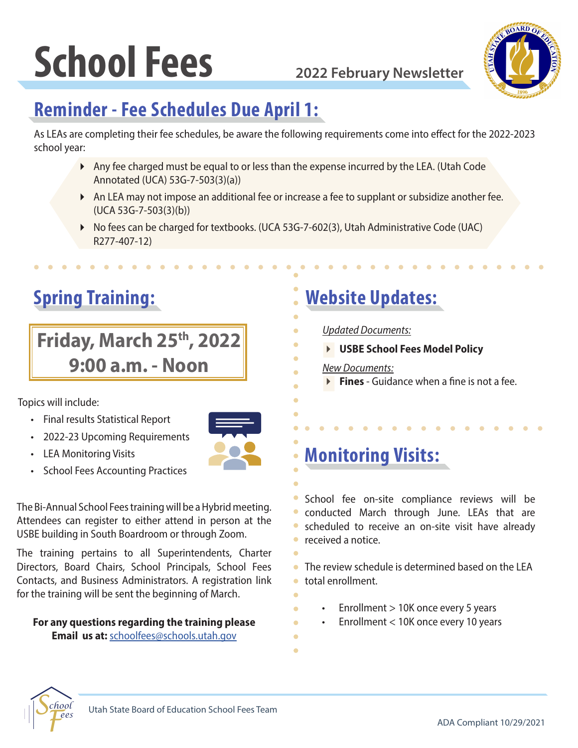# School Fees

2022 February Newsletter

## Reminder - Fee Schedules Due April 1:

As LEAs are completing their fee schedules, be aware the following requirements come into effect for the 2022-2023 school year:

- Any fee charged must be equal to or less than the expense incurred by the LEA. (Utah Code Annotated (UCA) 53G-7-503(3)(a))
- An LEA may not impose an additional fee or increase a fee to supplant or subsidize another fee. (UCA 53G-7-503(3)(b))
- No fees can be charged for textbooks. (UCA 53G-7-602(3), Utah Administrative Code (UAC) R277-407-12)

## Spring Training:

**Friday, March 25th, 2022**
**9:00 a.m. - Noon**

Topics will include:

- Final results Statistical Report
- 2022-23 Upcoming Requirements
- LEA Monitoring Visits
- School Fees Accounting Practices

The Bi-Annual School Fees training will be a Hybrid meeting. Attendees can register to either attend in person at the USBE building in South Boardroom or through Zoom.

The training pertains to all Superintendents, Charter Directors, Board Chairs, School Principals, School Fees Contacts, and Business Administrators. A registration link for the training will be sent the beginning of March.

**For any questions regarding the training please Email us at:** schoolfees@schools.utah.gov

## Website Updates:

*Updated Documents:*

- **USBE School Fees Model Policy**

*New Documents:*

- **Fines** - Guidance when a fine is not a fee.

## Monitoring Visits:

School fee on-site compliance reviews will be conducted March through June. LEAs that are scheduled to receive an on-site visit have already received a notice.

The review schedule is determined based on the LEA total enrollment.

- Enrollment > 10K once every 5 years
- Enrollment < 10K once every 10 years

Utah State Board of Education School Fees Team

ADA Compliant 10/29/2021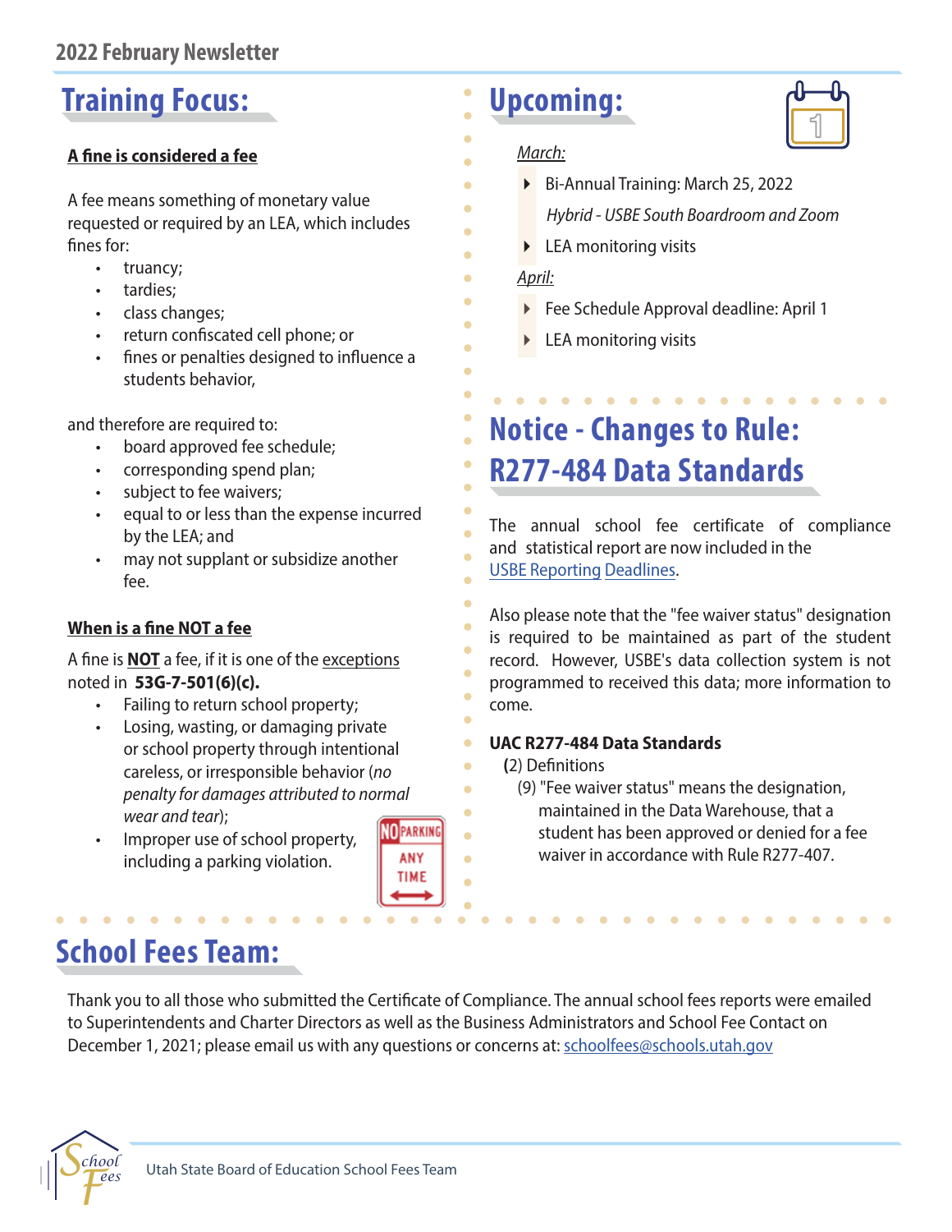2022 February Newsletter

## Training Focus:

**A fine is considered a fee**

A fee means something of monetary value requested or required by an LEA, which includes fines for:

- truancy;
- tardies;
- class changes;
- return confiscated cell phone; or
- fines or penalties designed to influence a students behavior,

and therefore are required to:

- board approved fee schedule;
- corresponding spend plan;
- subject to fee waivers;
- equal to or less than the expense incurred by the LEA; and
- may not supplant or subsidize another fee.

**When is a fine NOT a fee**

A fine is **NOT** a fee, if it is one of the exceptions noted in **53G-7-501(6)(c).**

- Failing to return school property;
- Losing, wasting, or damaging private or school property through intentional careless, or irresponsible behavior (*no penalty for damages attributed to normal wear and tear*);
- Improper use of school property, including a parking violation.

## Upcoming:

*March:*

- Bi-Annual Training: March 25, 2022
  *Hybrid - USBE South Boardroom and Zoom*
- LEA monitoring visits

*April:*

- Fee Schedule Approval deadline: April 1
- LEA monitoring visits

## Notice - Changes to Rule: R277-484 Data Standards

The annual school fee certificate of compliance and statistical report are now included in the USBE Reporting Deadlines.

Also please note that the "fee waiver status" designation is required to be maintained as part of the student record. However, USBE's data collection system is not programmed to received this data; more information to come.

**UAC R277-484 Data Standards**

**(**2) Definitions

(9) "Fee waiver status" means the designation, maintained in the Data Warehouse, that a student has been approved or denied for a fee waiver in accordance with Rule R277-407.

## School Fees Team:

Thank you to all those who submitted the Certificate of Compliance. The annual school fees reports were emailed to Superintendents and Charter Directors as well as the Business Administrators and School Fee Contact on December 1, 2021; please email us with any questions or concerns at: schoolfees@schools.utah.gov

Utah State Board of Education School Fees Team